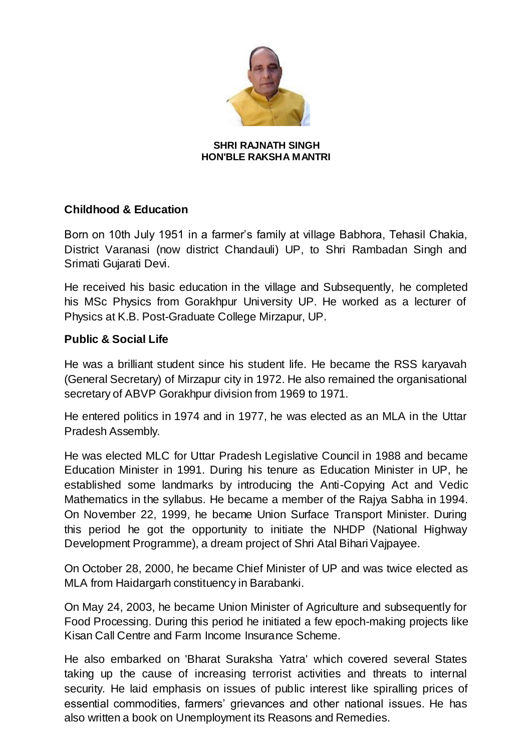**SHRI RAJNATH SINGH**
**HON'BLE RAKSHA MANTRI**

## Childhood & Education

Born on 10th July 1951 in a farmer's family at village Babhora, Tehasil Chakia, District Varanasi (now district Chandauli) UP, to Shri Rambadan Singh and Srimati Gujarati Devi.

He received his basic education in the village and Subsequently, he completed his MSc Physics from Gorakhpur University UP. He worked as a lecturer of Physics at K.B. Post-Graduate College Mirzapur, UP.

## Public & Social Life

He was a brilliant student since his student life. He became the RSS karyavah (General Secretary) of Mirzapur city in 1972. He also remained the organisational secretary of ABVP Gorakhpur division from 1969 to 1971.

He entered politics in 1974 and in 1977, he was elected as an MLA in the Uttar Pradesh Assembly.

He was elected MLC for Uttar Pradesh Legislative Council in 1988 and became Education Minister in 1991. During his tenure as Education Minister in UP, he established some landmarks by introducing the Anti-Copying Act and Vedic Mathematics in the syllabus. He became a member of the Rajya Sabha in 1994. On November 22, 1999, he became Union Surface Transport Minister. During this period he got the opportunity to initiate the NHDP (National Highway Development Programme), a dream project of Shri Atal Bihari Vajpayee.

On October 28, 2000, he became Chief Minister of UP and was twice elected as MLA from Haidargarh constituency in Barabanki.

On May 24, 2003, he became Union Minister of Agriculture and subsequently for Food Processing. During this period he initiated a few epoch-making projects like Kisan Call Centre and Farm Income Insurance Scheme.

He also embarked on 'Bharat Suraksha Yatra' which covered several States taking up the cause of increasing terrorist activities and threats to internal security. He laid emphasis on issues of public interest like spiralling prices of essential commodities, farmers' grievances and other national issues. He has also written a book on Unemployment its Reasons and Remedies.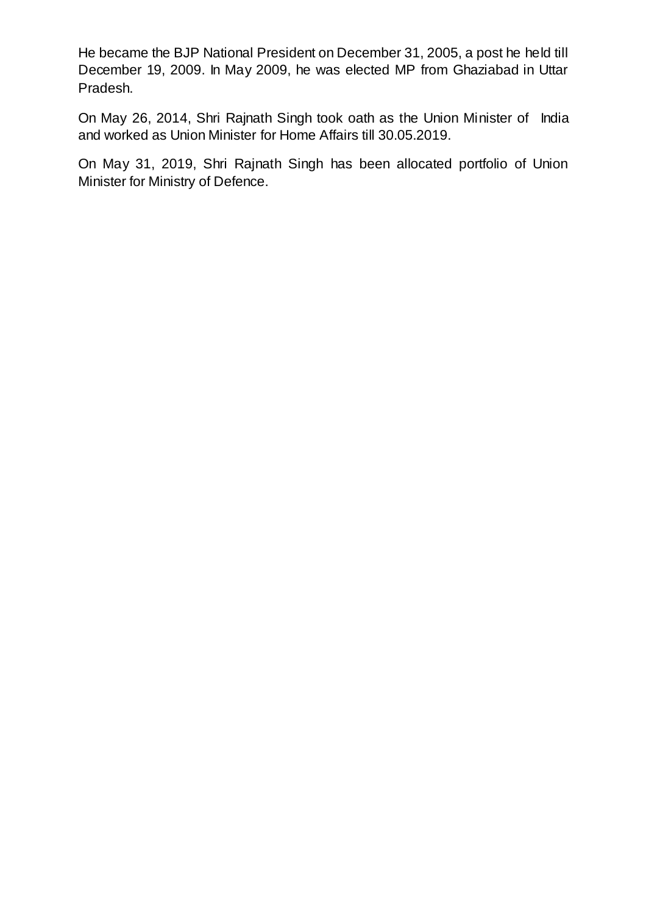He became the BJP National President on December 31, 2005, a post he held till December 19, 2009. In May 2009, he was elected MP from Ghaziabad in Uttar Pradesh.

On May 26, 2014, Shri Rajnath Singh took oath as the Union Minister of India and worked as Union Minister for Home Affairs till 30.05.2019.

On May 31, 2019, Shri Rajnath Singh has been allocated portfolio of Union Minister for Ministry of Defence.